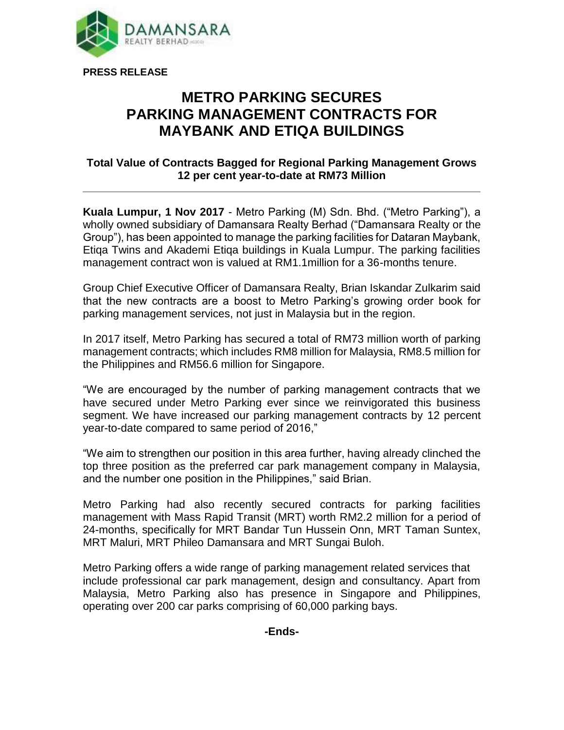**PRESS RELEASE**

# METRO PARKING SECURES PARKING MANAGEMENT CONTRACTS FOR MAYBANK AND ETIQA BUILDINGS

### Total Value of Contracts Bagged for Regional Parking Management Grows 12 per cent year-to-date at RM73 Million

---

**Kuala Lumpur, 1 Nov 2017** - Metro Parking (M) Sdn. Bhd. ("Metro Parking"), a wholly owned subsidiary of Damansara Realty Berhad ("Damansara Realty or the Group"), has been appointed to manage the parking facilities for Dataran Maybank, Etiqa Twins and Akademi Etiqa buildings in Kuala Lumpur. The parking facilities management contract won is valued at RM1.1million for a 36-months tenure.

Group Chief Executive Officer of Damansara Realty, Brian Iskandar Zulkarim said that the new contracts are a boost to Metro Parking's growing order book for parking management services, not just in Malaysia but in the region.

In 2017 itself, Metro Parking has secured a total of RM73 million worth of parking management contracts; which includes RM8 million for Malaysia, RM8.5 million for the Philippines and RM56.6 million for Singapore.

"We are encouraged by the number of parking management contracts that we have secured under Metro Parking ever since we reinvigorated this business segment. We have increased our parking management contracts by 12 percent year-to-date compared to same period of 2016,"

"We aim to strengthen our position in this area further, having already clinched the top three position as the preferred car park management company in Malaysia, and the number one position in the Philippines," said Brian.

Metro Parking had also recently secured contracts for parking facilities management with Mass Rapid Transit (MRT) worth RM2.2 million for a period of 24-months, specifically for MRT Bandar Tun Hussein Onn, MRT Taman Suntex, MRT Maluri, MRT Phileo Damansara and MRT Sungai Buloh.

Metro Parking offers a wide range of parking management related services that include professional car park management, design and consultancy. Apart from Malaysia, Metro Parking also has presence in Singapore and Philippines, operating over 200 car parks comprising of 60,000 parking bays.

**-Ends-**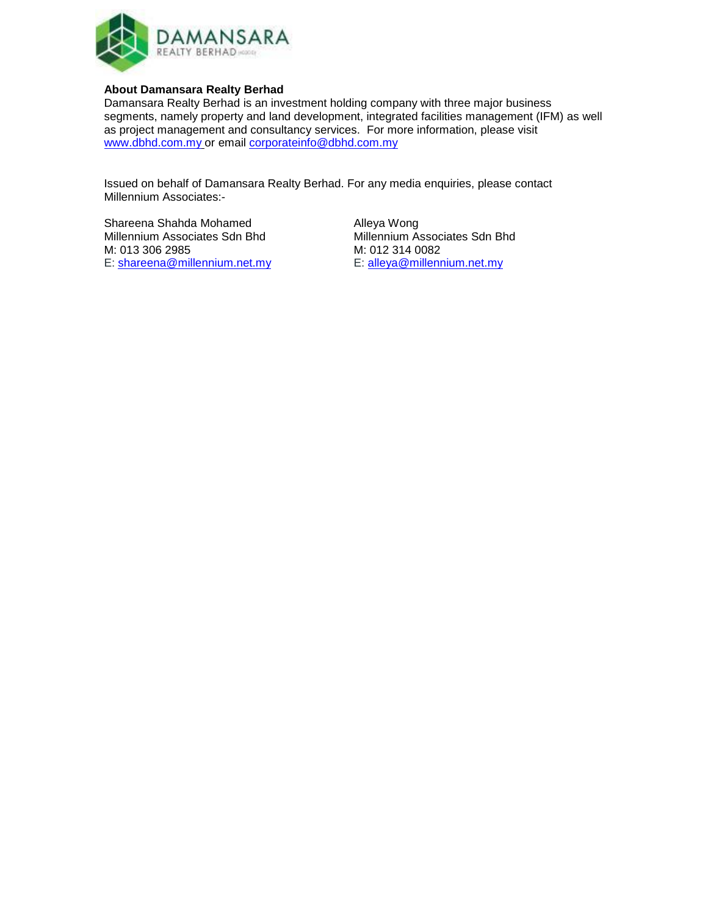**About Damansara Realty Berhad**

Damansara Realty Berhad is an investment holding company with three major business segments, namely property and land development, integrated facilities management (IFM) as well as project management and consultancy services. For more information, please visit www.dbhd.com.my or email corporateinfo@dbhd.com.my

Issued on behalf of Damansara Realty Berhad. For any media enquiries, please contact Millennium Associates:-

Shareena Shahda Mohamed
Millennium Associates Sdn Bhd
M: 013 306 2985
E: shareena@millennium.net.my

Alleya Wong
Millennium Associates Sdn Bhd
M: 012 314 0082
E: alleya@millennium.net.my